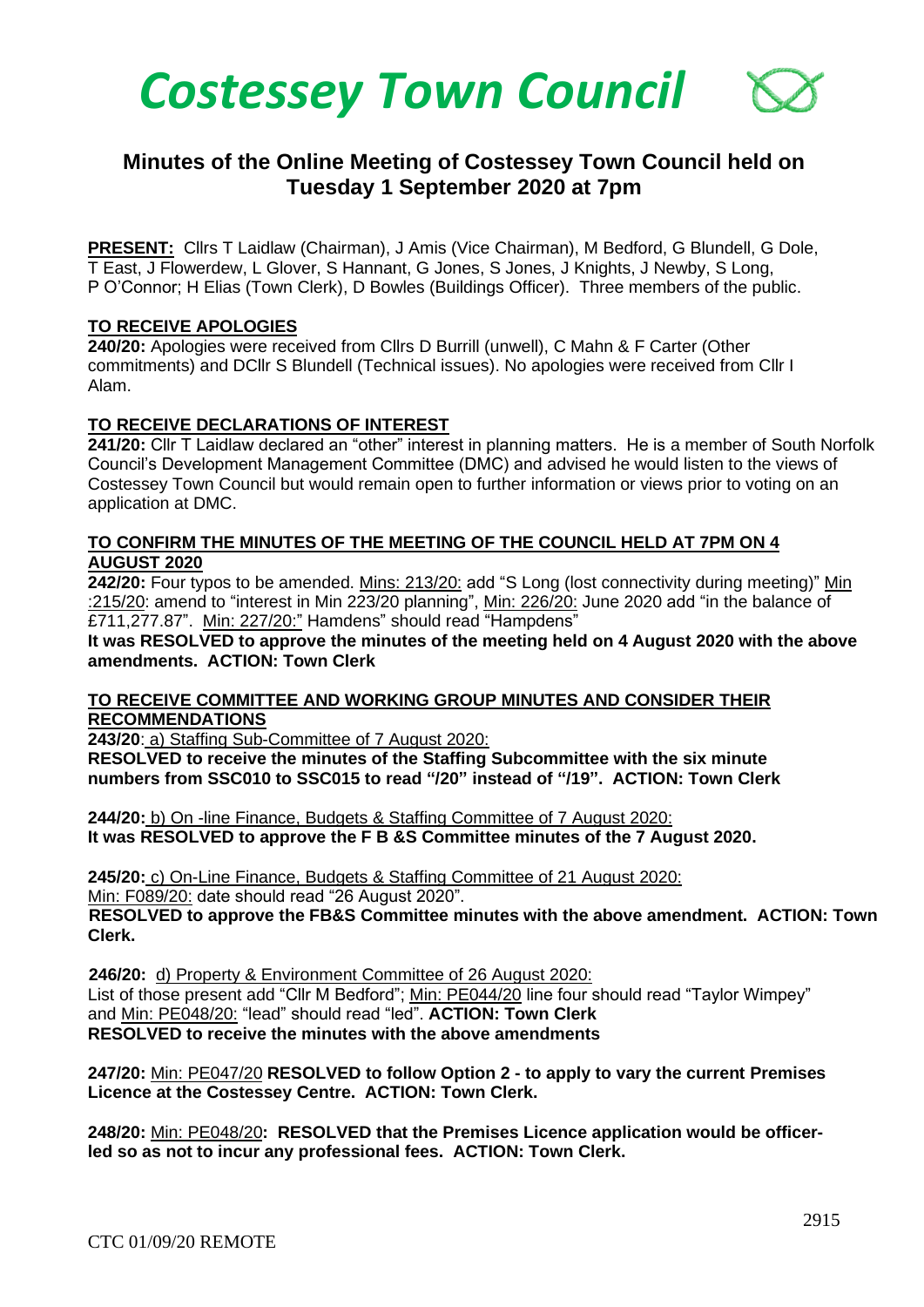# Costessey Town Council

## Minutes of the Online Meeting of Costessey Town Council held on Tuesday 1 September 2020 at 7pm

**PRESENT:** Cllrs T Laidlaw (Chairman), J Amis (Vice Chairman), M Bedford, G Blundell, G Dole, T East, J Flowerdew, L Glover, S Hannant, G Jones, S Jones, J Knights, J Newby, S Long, P O'Connor; H Elias (Town Clerk), D Bowles (Buildings Officer). Three members of the public.

**TO RECEIVE APOLOGIES**

**240/20:** Apologies were received from Cllrs D Burrill (unwell), C Mahn & F Carter (Other commitments) and DCllr S Blundell (Technical issues). No apologies were received from Cllr I Alam.

**TO RECEIVE DECLARATIONS OF INTEREST**

**241/20:** Cllr T Laidlaw declared an "other" interest in planning matters. He is a member of South Norfolk Council's Development Management Committee (DMC) and advised he would listen to the views of Costessey Town Council but would remain open to further information or views prior to voting on an application at DMC.

**TO CONFIRM THE MINUTES OF THE MEETING OF THE COUNCIL HELD AT 7PM ON 4 AUGUST 2020**

**242/20:** Four typos to be amended. Mins: 213/20: add "S Long (lost connectivity during meeting)" Min :215/20: amend to "interest in Min 223/20 planning", Min: 226/20: June 2020 add "in the balance of £711,277.87". Min: 227/20:" Hamdens" should read "Hampdens"

**It was RESOLVED to approve the minutes of the meeting held on 4 August 2020 with the above amendments. ACTION: Town Clerk**

**TO RECEIVE COMMITTEE AND WORKING GROUP MINUTES AND CONSIDER THEIR RECOMMENDATIONS**

**243/20**: a) Staffing Sub-Committee of 7 August 2020:

**RESOLVED to receive the minutes of the Staffing Subcommittee with the six minute numbers from SSC010 to SSC015 to read "/20" instead of "/19". ACTION: Town Clerk**

**244/20:** b) On -line Finance, Budgets & Staffing Committee of 7 August 2020:

**It was RESOLVED to approve the F B &S Committee minutes of the 7 August 2020.**

**245/20:** c) On-Line Finance, Budgets & Staffing Committee of 21 August 2020:

Min: F089/20: date should read "26 August 2020".

**RESOLVED to approve the FB&S Committee minutes with the above amendment. ACTION: Town Clerk.**

**246/20:** d) Property & Environment Committee of 26 August 2020:

List of those present add "Cllr M Bedford"; Min: PE044/20 line four should read "Taylor Wimpey" and Min: PE048/20: "lead" should read "led". **ACTION: Town Clerk**

**RESOLVED to receive the minutes with the above amendments**

**247/20:** Min: PE047/20 **RESOLVED to follow Option 2 - to apply to vary the current Premises Licence at the Costessey Centre. ACTION: Town Clerk.**

**248/20:** Min: PE048/20**: RESOLVED that the Premises Licence application would be officer-led so as not to incur any professional fees. ACTION: Town Clerk.**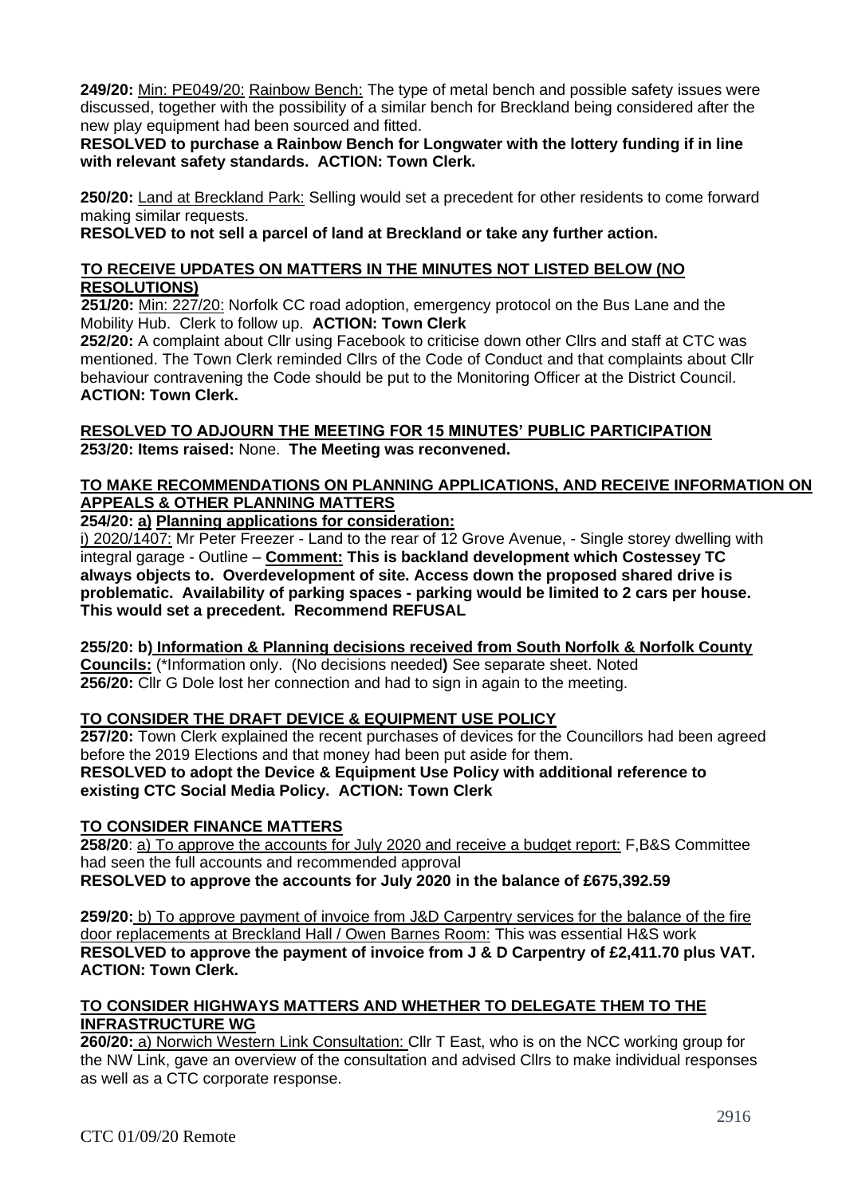**249/20:** Min: PE049/20: Rainbow Bench: The type of metal bench and possible safety issues were discussed, together with the possibility of a similar bench for Breckland being considered after the new play equipment had been sourced and fitted.

**RESOLVED to purchase a Rainbow Bench for Longwater with the lottery funding if in line with relevant safety standards. ACTION: Town Clerk.**

**250/20:** Land at Breckland Park: Selling would set a precedent for other residents to come forward making similar requests.

**RESOLVED to not sell a parcel of land at Breckland or take any further action.**

**TO RECEIVE UPDATES ON MATTERS IN THE MINUTES NOT LISTED BELOW (NO RESOLUTIONS)**

**251/20:** Min: 227/20: Norfolk CC road adoption, emergency protocol on the Bus Lane and the Mobility Hub. Clerk to follow up. **ACTION: Town Clerk**

**252/20:** A complaint about Cllr using Facebook to criticise down other Cllrs and staff at CTC was mentioned. The Town Clerk reminded Cllrs of the Code of Conduct and that complaints about Cllr behaviour contravening the Code should be put to the Monitoring Officer at the District Council. **ACTION: Town Clerk.**

**RESOLVED TO ADJOURN THE MEETING FOR 15 MINUTES' PUBLIC PARTICIPATION**

**253/20: Items raised:** None. **The Meeting was reconvened.**

**TO MAKE RECOMMENDATIONS ON PLANNING APPLICATIONS, AND RECEIVE INFORMATION ON APPEALS & OTHER PLANNING MATTERS**

**254/20: a) Planning applications for consideration:**

i) 2020/1407: Mr Peter Freezer - Land to the rear of 12 Grove Avenue, - Single storey dwelling with integral garage - Outline – **Comment: This is backland development which Costessey TC always objects to. Overdevelopment of site. Access down the proposed shared drive is problematic. Availability of parking spaces - parking would be limited to 2 cars per house. This would set a precedent. Recommend REFUSAL**

**255/20: b) Information & Planning decisions received from South Norfolk & Norfolk County Councils:** (*Information only. (No decisions needed**)** See separate sheet. Noted

**256/20:** Cllr G Dole lost her connection and had to sign in again to the meeting.

**TO CONSIDER THE DRAFT DEVICE & EQUIPMENT USE POLICY**

**257/20:** Town Clerk explained the recent purchases of devices for the Councillors had been agreed before the 2019 Elections and that money had been put aside for them.

**RESOLVED to adopt the Device & Equipment Use Policy with additional reference to existing CTC Social Media Policy. ACTION: Town Clerk**

**TO CONSIDER FINANCE MATTERS**

**258/20**: a) To approve the accounts for July 2020 and receive a budget report: F,B&S Committee had seen the full accounts and recommended approval

**RESOLVED to approve the accounts for July 2020 in the balance of £675,392.59**

**259/20:** b) To approve payment of invoice from J&D Carpentry services for the balance of the fire door replacements at Breckland Hall / Owen Barnes Room: This was essential H&S work

**RESOLVED to approve the payment of invoice from J & D Carpentry of £2,411.70 plus VAT. ACTION: Town Clerk.**

**TO CONSIDER HIGHWAYS MATTERS AND WHETHER TO DELEGATE THEM TO THE INFRASTRUCTURE WG**

**260/20:** a) Norwich Western Link Consultation: Cllr T East, who is on the NCC working group for the NW Link, gave an overview of the consultation and advised Cllrs to make individual responses as well as a CTC corporate response.

CTC 01/09/20 Remote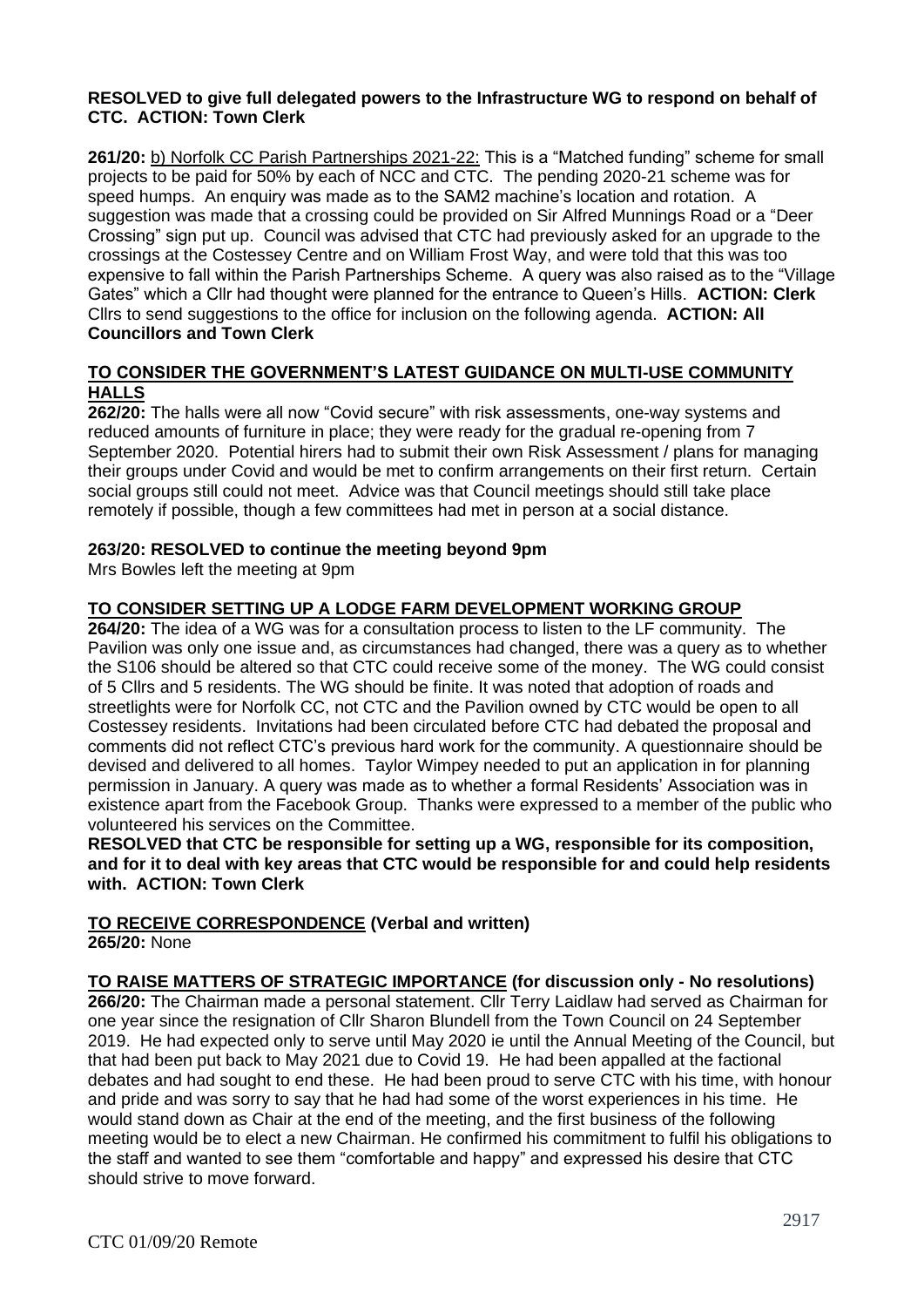**RESOLVED to give full delegated powers to the Infrastructure WG to respond on behalf of CTC. ACTION: Town Clerk**

**261/20:** b) Norfolk CC Parish Partnerships 2021-22: This is a "Matched funding" scheme for small projects to be paid for 50% by each of NCC and CTC. The pending 2020-21 scheme was for speed humps. An enquiry was made as to the SAM2 machine's location and rotation. A suggestion was made that a crossing could be provided on Sir Alfred Munnings Road or a "Deer Crossing" sign put up. Council was advised that CTC had previously asked for an upgrade to the crossings at the Costessey Centre and on William Frost Way, and were told that this was too expensive to fall within the Parish Partnerships Scheme. A query was also raised as to the "Village Gates" which a Cllr had thought were planned for the entrance to Queen's Hills. **ACTION: Clerk** Cllrs to send suggestions to the office for inclusion on the following agenda. **ACTION: All Councillors and Town Clerk**

## TO CONSIDER THE GOVERNMENT'S LATEST GUIDANCE ON MULTI-USE COMMUNITY HALLS

**262/20:** The halls were all now "Covid secure" with risk assessments, one-way systems and reduced amounts of furniture in place; they were ready for the gradual re-opening from 7 September 2020. Potential hirers had to submit their own Risk Assessment / plans for managing their groups under Covid and would be met to confirm arrangements on their first return. Certain social groups still could not meet. Advice was that Council meetings should still take place remotely if possible, though a few committees had met in person at a social distance.

**263/20: RESOLVED to continue the meeting beyond 9pm**

Mrs Bowles left the meeting at 9pm

## TO CONSIDER SETTING UP A LODGE FARM DEVELOPMENT WORKING GROUP

**264/20:** The idea of a WG was for a consultation process to listen to the LF community. The Pavilion was only one issue and, as circumstances had changed, there was a query as to whether the S106 should be altered so that CTC could receive some of the money. The WG could consist of 5 Cllrs and 5 residents. The WG should be finite. It was noted that adoption of roads and streetlights were for Norfolk CC, not CTC and the Pavilion owned by CTC would be open to all Costessey residents. Invitations had been circulated before CTC had debated the proposal and comments did not reflect CTC's previous hard work for the community. A questionnaire should be devised and delivered to all homes. Taylor Wimpey needed to put an application in for planning permission in January. A query was made as to whether a formal Residents' Association was in existence apart from the Facebook Group. Thanks were expressed to a member of the public who volunteered his services on the Committee.

**RESOLVED that CTC be responsible for setting up a WG, responsible for its composition, and for it to deal with key areas that CTC would be responsible for and could help residents with. ACTION: Town Clerk**

## TO RECEIVE CORRESPONDENCE (Verbal and written)

**265/20:** None

## TO RAISE MATTERS OF STRATEGIC IMPORTANCE (for discussion only - No resolutions)

**266/20:** The Chairman made a personal statement. Cllr Terry Laidlaw had served as Chairman for one year since the resignation of Cllr Sharon Blundell from the Town Council on 24 September 2019. He had expected only to serve until May 2020 ie until the Annual Meeting of the Council, but that had been put back to May 2021 due to Covid 19. He had been appalled at the factional debates and had sought to end these. He had been proud to serve CTC with his time, with honour and pride and was sorry to say that he had had some of the worst experiences in his time. He would stand down as Chair at the end of the meeting, and the first business of the following meeting would be to elect a new Chairman. He confirmed his commitment to fulfil his obligations to the staff and wanted to see them "comfortable and happy" and expressed his desire that CTC should strive to move forward.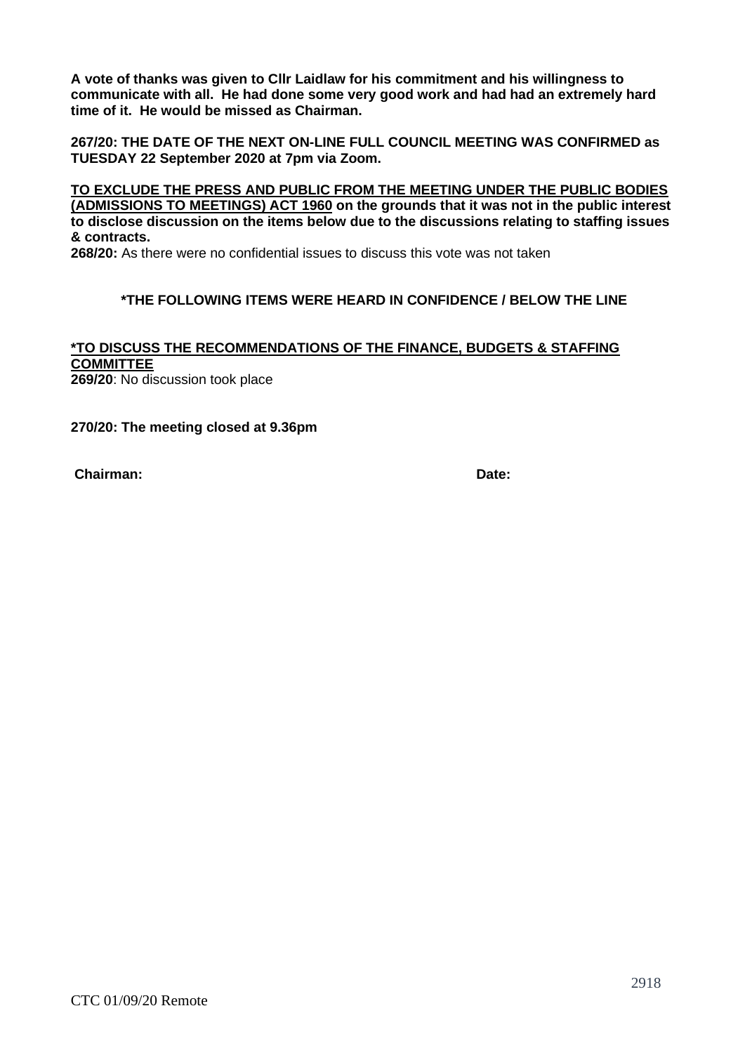**A vote of thanks was given to Cllr Laidlaw for his commitment and his willingness to communicate with all. He had done some very good work and had had an extremely hard time of it. He would be missed as Chairman.**

**267/20: THE DATE OF THE NEXT ON-LINE FULL COUNCIL MEETING WAS CONFIRMED as TUESDAY 22 September 2020 at 7pm via Zoom.**

**TO EXCLUDE THE PRESS AND PUBLIC FROM THE MEETING UNDER THE PUBLIC BODIES (ADMISSIONS TO MEETINGS) ACT 1960 on the grounds that it was not in the public interest to disclose discussion on the items below due to the discussions relating to staffing issues & contracts.**

**268/20:** As there were no confidential issues to discuss this vote was not taken

**\*THE FOLLOWING ITEMS WERE HEARD IN CONFIDENCE / BELOW THE LINE**

**\*TO DISCUSS THE RECOMMENDATIONS OF THE FINANCE, BUDGETS & STAFFING COMMITTEE**

**269/20**: No discussion took place

**270/20: The meeting closed at 9.36pm**

**Chairman:** **Date:**

CTC 01/09/20 Remote